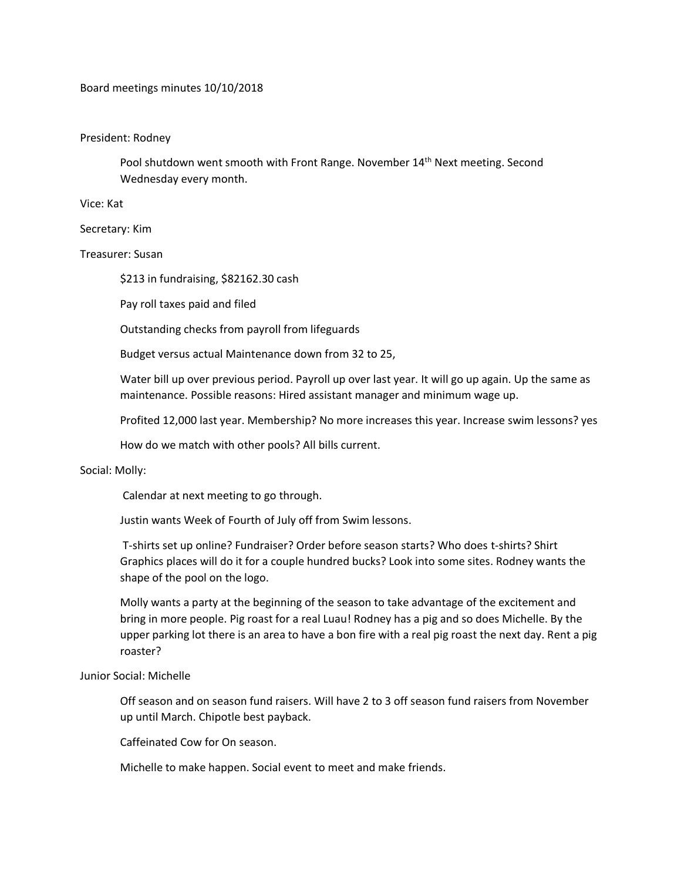Board meetings minutes 10/10/2018

President: Rodney

> Pool shutdown went smooth with Front Range. November 14th Next meeting. Second Wednesday every month.

Vice: Kat

Secretary: Kim

Treasurer: Susan

> $213 in fundraising, $82162.30 cash
>
> Pay roll taxes paid and filed
>
> Outstanding checks from payroll from lifeguards
>
> Budget versus actual Maintenance down from 32 to 25,
>
> Water bill up over previous period. Payroll up over last year. It will go up again. Up the same as maintenance. Possible reasons: Hired assistant manager and minimum wage up.
>
> Profited 12,000 last year. Membership? No more increases this year. Increase swim lessons? yes
>
> How do we match with other pools? All bills current.

Social: Molly:

> Calendar at next meeting to go through.
>
> Justin wants Week of Fourth of July off from Swim lessons.
>
> T-shirts set up online? Fundraiser? Order before season starts? Who does t-shirts? Shirt Graphics places will do it for a couple hundred bucks? Look into some sites. Rodney wants the shape of the pool on the logo.
>
> Molly wants a party at the beginning of the season to take advantage of the excitement and bring in more people. Pig roast for a real Luau! Rodney has a pig and so does Michelle. By the upper parking lot there is an area to have a bon fire with a real pig roast the next day. Rent a pig roaster?

Junior Social: Michelle

> Off season and on season fund raisers. Will have 2 to 3 off season fund raisers from November up until March. Chipotle best payback.
>
> Caffeinated Cow for On season.
>
> Michelle to make happen. Social event to meet and make friends.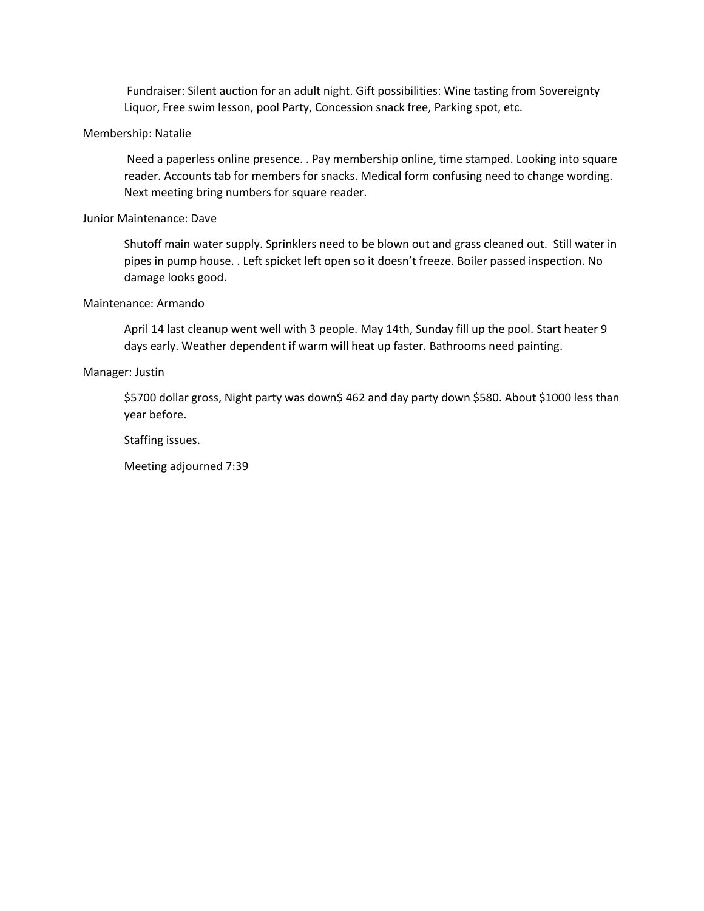Fundraiser: Silent auction for an adult night. Gift possibilities: Wine tasting from Sovereignty Liquor, Free swim lesson, pool Party, Concession snack free, Parking spot, etc.

Membership: Natalie

Need a paperless online presence. . Pay membership online, time stamped. Looking into square reader. Accounts tab for members for snacks. Medical form confusing need to change wording. Next meeting bring numbers for square reader.

Junior Maintenance: Dave

Shutoff main water supply. Sprinklers need to be blown out and grass cleaned out. Still water in pipes in pump house. . Left spicket left open so it doesn't freeze. Boiler passed inspection. No damage looks good.

Maintenance: Armando

April 14 last cleanup went well with 3 people. May 14th, Sunday fill up the pool. Start heater 9 days early. Weather dependent if warm will heat up faster. Bathrooms need painting.

Manager: Justin

$5700 dollar gross, Night party was down$ 462 and day party down $580. About $1000 less than year before.

Staffing issues.

Meeting adjourned 7:39